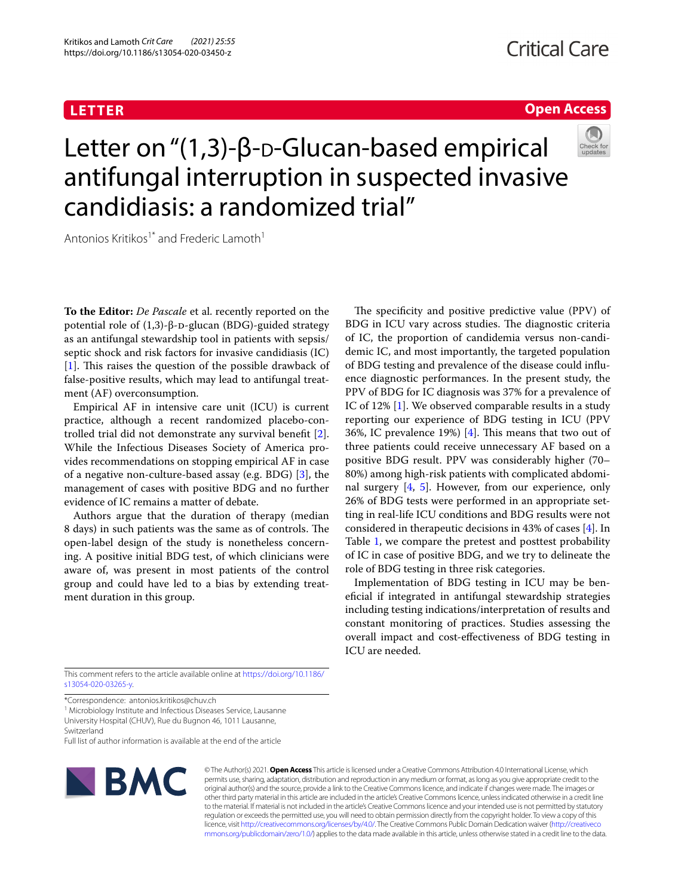LETTER

Open Access

# Letter on "(1,3)-β-D-Glucan-based empirical antifungal interruption in suspected invasive candidiasis: a randomized trial"

Antonios Kritikos[1*] and Frederic Lamoth[1]

**To the Editor:** *De Pascale* et al. recently reported on the potential role of (1,3)-β-D-glucan (BDG)-guided strategy as an antifungal stewardship tool in patients with sepsis/septic shock and risk factors for invasive candidiasis (IC) [1]. This raises the question of the possible drawback of false-positive results, which may lead to antifungal treatment (AF) overconsumption.

Empirical AF in intensive care unit (ICU) is current practice, although a recent randomized placebo-controlled trial did not demonstrate any survival benefit [2]. While the Infectious Diseases Society of America provides recommendations on stopping empirical AF in case of a negative non-culture-based assay (e.g. BDG) [3], the management of cases with positive BDG and no further evidence of IC remains a matter of debate.

Authors argue that the duration of therapy (median 8 days) in such patients was the same as of controls. The open-label design of the study is nonetheless concerning. A positive initial BDG test, of which clinicians were aware of, was present in most patients of the control group and could have led to a bias by extending treatment duration in this group.

The specificity and positive predictive value (PPV) of BDG in ICU vary across studies. The diagnostic criteria of IC, the proportion of candidemia versus non-candidemic IC, and most importantly, the targeted population of BDG testing and prevalence of the disease could influence diagnostic performances. In the present study, the PPV of BDG for IC diagnosis was 37% for a prevalence of IC of 12% [1]. We observed comparable results in a study reporting our experience of BDG testing in ICU (PPV 36%, IC prevalence 19%) [4]. This means that two out of three patients could receive unnecessary AF based on a positive BDG result. PPV was considerably higher (70–80%) among high-risk patients with complicated abdominal surgery [4, 5]. However, from our experience, only 26% of BDG tests were performed in an appropriate setting in real-life ICU conditions and BDG results were not considered in therapeutic decisions in 43% of cases [4]. In Table 1, we compare the pretest and posttest probability of IC in case of positive BDG, and we try to delineate the role of BDG testing in three risk categories.

Implementation of BDG testing in ICU may be beneficial if integrated in antifungal stewardship strategies including testing indications/interpretation of results and constant monitoring of practices. Studies assessing the overall impact and cost-effectiveness of BDG testing in ICU are needed.

This comment refers to the article available online at https://doi.org/10.1186/s13054-020-03265-y.

*Correspondence: antonios.kritikos@chuv.ch
[1] Microbiology Institute and Infectious Diseases Service, Lausanne University Hospital (CHUV), Rue du Bugnon 46, 1011 Lausanne, Switzerland
Full list of author information is available at the end of the article

© The Author(s) 2021. **Open Access** This article is licensed under a Creative Commons Attribution 4.0 International License, which permits use, sharing, adaptation, distribution and reproduction in any medium or format, as long as you give appropriate credit to the original author(s) and the source, provide a link to the Creative Commons licence, and indicate if changes were made. The images or other third party material in this article are included in the article's Creative Commons licence, unless indicated otherwise in a credit line to the material. If material is not included in the article's Creative Commons licence and your intended use is not permitted by statutory regulation or exceeds the permitted use, you will need to obtain permission directly from the copyright holder. To view a copy of this licence, visit http://creativecommons.org/licenses/by/4.0/. The Creative Commons Public Domain Dedication waiver (http://creativecommons.org/publicdomain/zero/1.0/) applies to the data made available in this article, unless otherwise stated in a credit line to the data.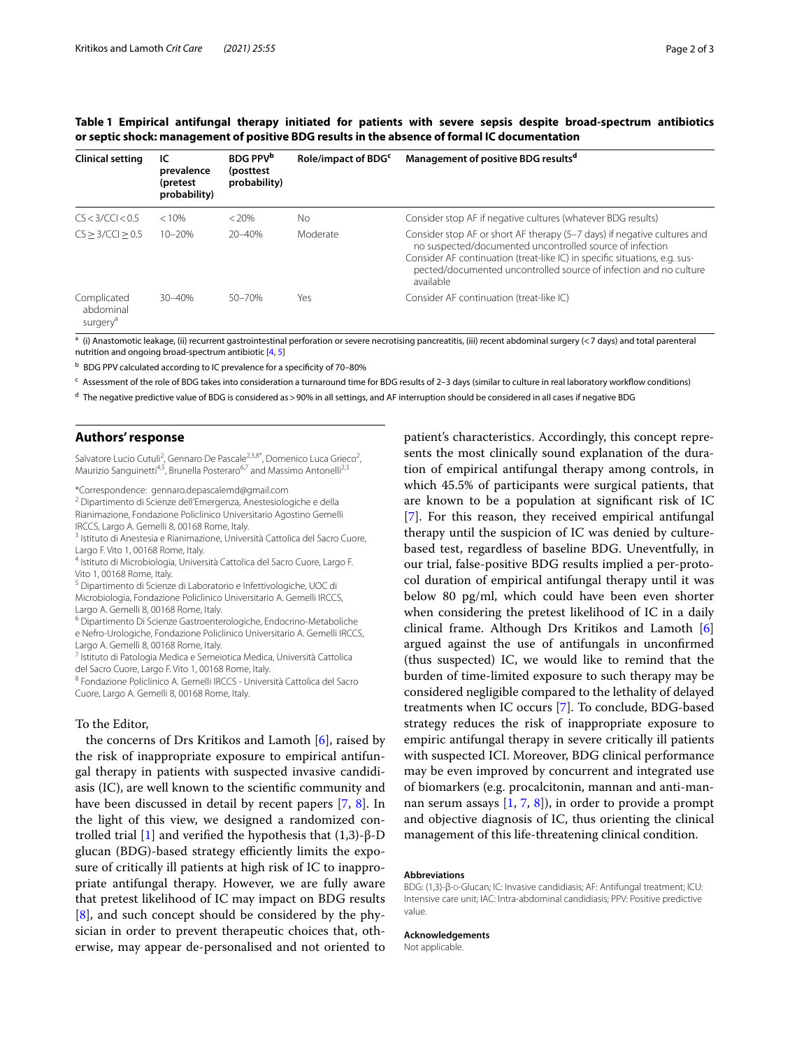**Table 1 Empirical antifungal therapy initiated for patients with severe sepsis despite broad-spectrum antibiotics or septic shock: management of positive BDG results in the absence of formal IC documentation**

| Clinical setting | IC prevalence (pretest probability) | BDG PPV[b] (posttest probability) | Role/impact of BDG[c] | Management of positive BDG results[d] |
|---|---|---|---|---|
| CS < 3/CCI < 0.5 | < 10% | < 20% | No | Consider stop AF if negative cultures (whatever BDG results) |
| CS ≥ 3/CCI ≥ 0.5 | 10–20% | 20–40% | Moderate | Consider stop AF or short AF therapy (5–7 days) if negative cultures and no suspected/documented uncontrolled source of infection<br>Consider AF continuation (treat-like IC) in specific situations, e.g. suspected/documented uncontrolled source of infection and no culture available |
| Complicated abdominal surgery[a] | 30–40% | 50–70% | Yes | Consider AF continuation (treat-like IC) |

[a] (i) Anastomotic leakage, (ii) recurrent gastrointestinal perforation or severe necrotising pancreatitis, (iii) recent abdominal surgery (< 7 days) and total parenteral nutrition and ongoing broad-spectrum antibiotic [4, 5]

[b] BDG PPV calculated according to IC prevalence for a specificity of 70–80%

[c] Assessment of the role of BDG takes into consideration a turnaround time for BDG results of 2–3 days (similar to culture in real laboratory workflow conditions)

[d] The negative predictive value of BDG is considered as > 90% in all settings, and AF interruption should be considered in all cases if negative BDG

## Authors' response

Salvatore Lucio Cutuli[2], Gennaro De Pascale[2,3,8*], Domenico Luca Grieco[2], Maurizio Sanguinetti[4,5], Brunella Posteraro[6,7] and Massimo Antonelli[2,3]

*Correspondence: gennaro.depascalemd@gmail.com

[2] Dipartimento di Scienze dell'Emergenza, Anestesiologiche e della Rianimazione, Fondazione Policlinico Universitario Agostino Gemelli IRCCS, Largo A. Gemelli 8, 00168 Rome, Italy.

[3] Istituto di Anestesia e Rianimazione, Università Cattolica del Sacro Cuore, Largo F. Vito 1, 00168 Rome, Italy.

[4] Istituto di Microbiologia, Università Cattolica del Sacro Cuore, Largo F. Vito 1, 00168 Rome, Italy.

[5] Dipartimento di Scienze di Laboratorio e Infettivologiche, UOC di Microbiologia, Fondazione Policlinico Universitario A. Gemelli IRCCS, Largo A. Gemelli 8, 00168 Rome, Italy.

[6] Dipartimento Di Scienze Gastroenterologiche, Endocrino-Metaboliche e Nefro-Urologiche, Fondazione Policlinico Universitario A. Gemelli IRCCS, Largo A. Gemelli 8, 00168 Rome, Italy.

[7] Istituto di Patologia Medica e Semeiotica Medica, Università Cattolica del Sacro Cuore, Largo F. Vito 1, 00168 Rome, Italy.

[8] Fondazione Policlinico A. Gemelli IRCCS - Università Cattolica del Sacro Cuore, Largo A. Gemelli 8, 00168 Rome, Italy.

To the Editor,

the concerns of Drs Kritikos and Lamoth [6], raised by the risk of inappropriate exposure to empirical antifungal therapy in patients with suspected invasive candidiasis (IC), are well known to the scientific community and have been discussed in detail by recent papers [7, 8]. In the light of this view, we designed a randomized controlled trial [1] and verified the hypothesis that (1,3)-β-D glucan (BDG)-based strategy efficiently limits the exposure of critically ill patients at high risk of IC to inappropriate antifungal therapy. However, we are fully aware that pretest likelihood of IC may impact on BDG results [8], and such concept should be considered by the physician in order to prevent therapeutic choices that, otherwise, may appear de-personalised and not oriented to patient's characteristics. Accordingly, this concept represents the most clinically sound explanation of the duration of empirical antifungal therapy among controls, in which 45.5% of participants were surgical patients, that are known to be a population at significant risk of IC [7]. For this reason, they received empirical antifungal therapy until the suspicion of IC was denied by culture-based test, regardless of baseline BDG. Uneventfully, in our trial, false-positive BDG results implied a per-protocol duration of empirical antifungal therapy until it was below 80 pg/ml, which could have been even shorter when considering the pretest likelihood of IC in a daily clinical frame. Although Drs Kritikos and Lamoth [6] argued against the use of antifungals in unconfirmed (thus suspected) IC, we would like to remind that the burden of time-limited exposure to such therapy may be considered negligible compared to the lethality of delayed treatments when IC occurs [7]. To conclude, BDG-based strategy reduces the risk of inappropriate exposure to empiric antifungal therapy in severe critically ill patients with suspected ICI. Moreover, BDG clinical performance may be even improved by concurrent and integrated use of biomarkers (e.g. procalcitonin, mannan and anti-mannan serum assays [1, 7, 8]), in order to provide a prompt and objective diagnosis of IC, thus orienting the clinical management of this life-threatening clinical condition.

### Abbreviations

BDG: (1,3)-β-D-Glucan; IC: Invasive candidiasis; AF: Antifungal treatment; ICU: Intensive care unit; IAC: Intra-abdominal candidiasis; PPV: Positive predictive value.

### Acknowledgements

Not applicable.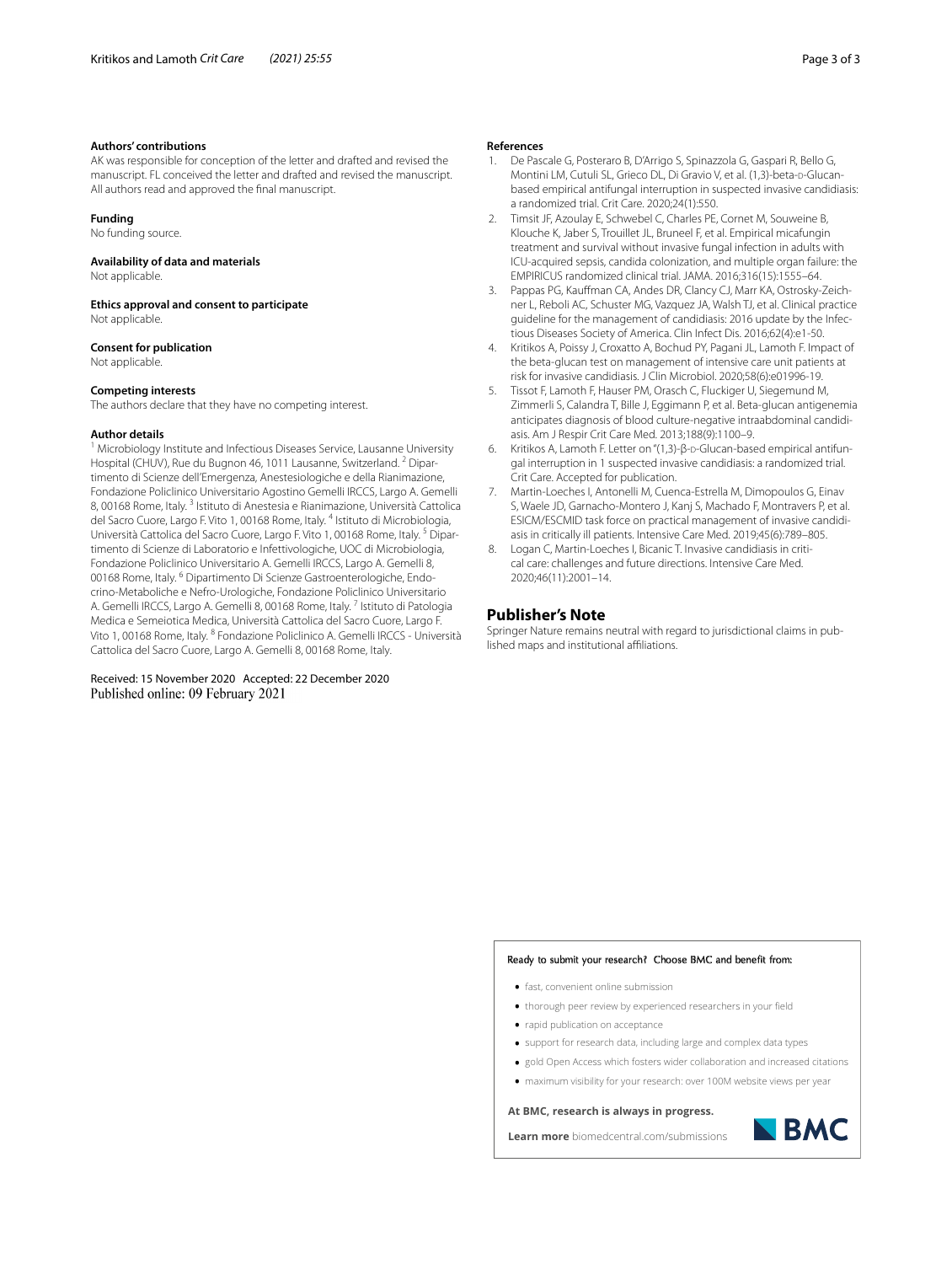### Authors' contributions

AK was responsible for conception of the letter and drafted and revised the manuscript. FL conceived the letter and drafted and revised the manuscript. All authors read and approved the final manuscript.

### Funding

No funding source.

### Availability of data and materials

Not applicable.

### Ethics approval and consent to participate

Not applicable.

### Consent for publication

Not applicable.

### Competing interests

The authors declare that they have no competing interest.

### Author details

[1] Microbiology Institute and Infectious Diseases Service, Lausanne University Hospital (CHUV), Rue du Bugnon 46, 1011 Lausanne, Switzerland. [2] Dipartimento di Scienze dell'Emergenza, Anestesiologiche e della Rianimazione, Fondazione Policlinico Universitario Agostino Gemelli IRCCS, Largo A. Gemelli 8, 00168 Rome, Italy. [3] Istituto di Anestesia e Rianimazione, Università Cattolica del Sacro Cuore, Largo F. Vito 1, 00168 Rome, Italy. [4] Istituto di Microbiologia, Università Cattolica del Sacro Cuore, Largo F. Vito 1, 00168 Rome, Italy. [5] Dipartimento di Scienze di Laboratorio e Infettivologiche, UOC di Microbiologia, Fondazione Policlinico Universitario A. Gemelli IRCCS, Largo A. Gemelli 8, 00168 Rome, Italy. [6] Dipartimento Di Scienze Gastroenterologiche, Endocrino-Metaboliche e Nefro-Urologiche, Fondazione Policlinico Universitario A. Gemelli IRCCS, Largo A. Gemelli 8, 00168 Rome, Italy. [7] Istituto di Patologia Medica e Semeiotica Medica, Università Cattolica del Sacro Cuore, Largo F. Vito 1, 00168 Rome, Italy. [8] Fondazione Policlinico A. Gemelli IRCCS - Università Cattolica del Sacro Cuore, Largo A. Gemelli 8, 00168 Rome, Italy.

Received: 15 November 2020 Accepted: 22 December 2020
Published online: 09 February 2021

### References

1. De Pascale G, Posteraro B, D'Arrigo S, Spinazzola G, Gaspari R, Bello G, Montini LM, Cutuli SL, Grieco DL, Di Gravio V, et al. (1,3)-beta-D-Glucan-based empirical antifungal interruption in suspected invasive candidiasis: a randomized trial. Crit Care. 2020;24(1):550.
2. Timsit JF, Azoulay E, Schwebel C, Charles PE, Cornet M, Souweine B, Klouche K, Jaber S, Trouillet JL, Bruneel F, et al. Empirical micafungin treatment and survival without invasive fungal infection in adults with ICU-acquired sepsis, candida colonization, and multiple organ failure: the EMPIRICUS randomized clinical trial. JAMA. 2016;316(15):1555–64.
3. Pappas PG, Kauffman CA, Andes DR, Clancy CJ, Marr KA, Ostrosky-Zeichner L, Reboli AC, Schuster MG, Vazquez JA, Walsh TJ, et al. Clinical practice guideline for the management of candidiasis: 2016 update by the Infectious Diseases Society of America. Clin Infect Dis. 2016;62(4):e1-50.
4. Kritikos A, Poissy J, Croxatto A, Bochud PY, Pagani JL, Lamoth F. Impact of the beta-glucan test on management of intensive care unit patients at risk for invasive candidiasis. J Clin Microbiol. 2020;58(6):e01996-19.
5. Tissot F, Lamoth F, Hauser PM, Orasch C, Fluckiger U, Siegemund M, Zimmerli S, Calandra T, Bille J, Eggimann P, et al. Beta-glucan antigenemia anticipates diagnosis of blood culture-negative intraabdominal candidiasis. Am J Respir Crit Care Med. 2013;188(9):1100–9.
6. Kritikos A, Lamoth F. Letter on "(1,3)-β-D-Glucan-based empirical antifungal interruption in 1 suspected invasive candidiasis: a randomized trial. Crit Care. Accepted for publication.
7. Martin-Loeches I, Antonelli M, Cuenca-Estrella M, Dimopoulos G, Einav S, Waele JD, Garnacho-Montero J, Kanj S, Machado F, Montravers P, et al. ESICM/ESCMID task force on practical management of invasive candidiasis in critically ill patients. Intensive Care Med. 2019;45(6):789–805.
8. Logan C, Martin-Loeches I, Bicanic T. Invasive candidiasis in critical care: challenges and future directions. Intensive Care Med. 2020;46(11):2001–14.

## Publisher's Note

Springer Nature remains neutral with regard to jurisdictional claims in published maps and institutional affiliations.

Ready to submit your research? Choose BMC and benefit from:

- fast, convenient online submission
- thorough peer review by experienced researchers in your field
- rapid publication on acceptance
- support for research data, including large and complex data types
- gold Open Access which fosters wider collaboration and increased citations
- maximum visibility for your research: over 100M website views per year

**At BMC, research is always in progress.**

**Learn more** biomedcentral.com/submissions

BMC